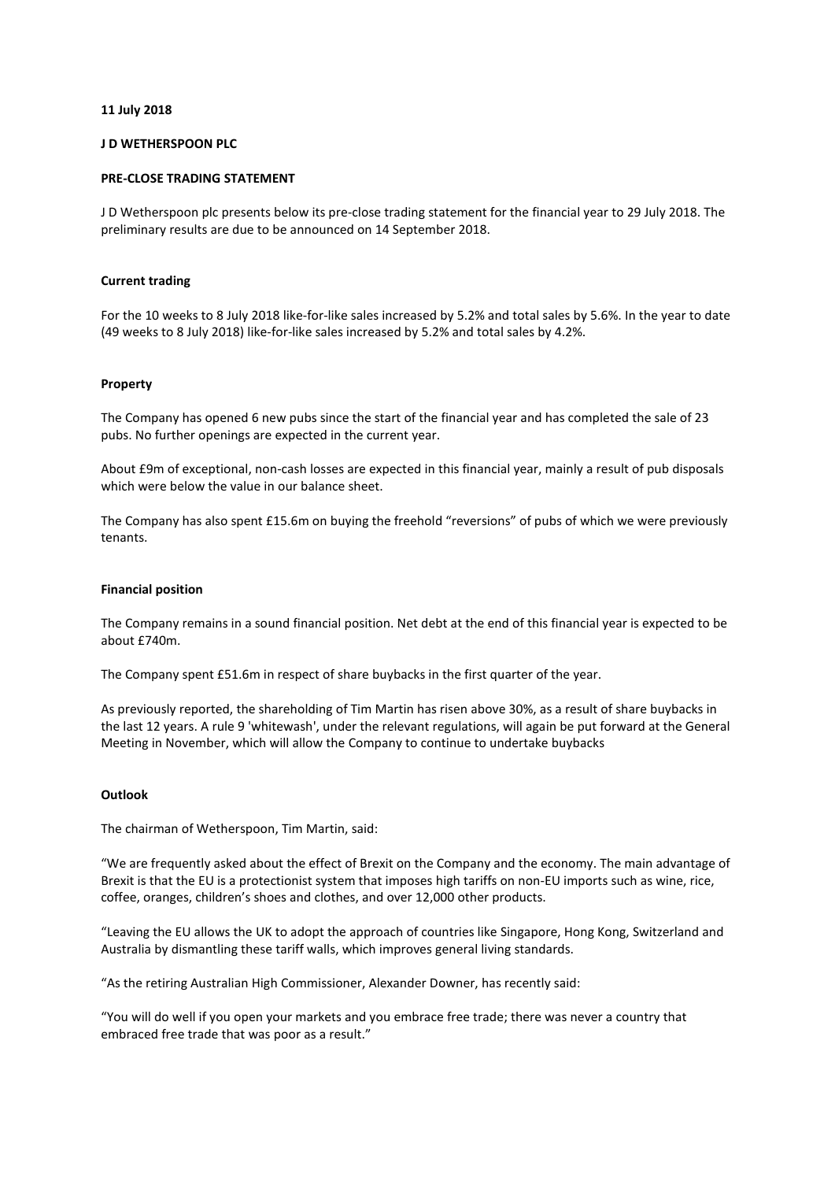**11 July 2018**

**J D WETHERSPOON PLC**

**PRE-CLOSE TRADING STATEMENT**

J D Wetherspoon plc presents below its pre-close trading statement for the financial year to 29 July 2018. The preliminary results are due to be announced on 14 September 2018.

**Current trading**

For the 10 weeks to 8 July 2018 like-for-like sales increased by 5.2% and total sales by 5.6%. In the year to date (49 weeks to 8 July 2018) like-for-like sales increased by 5.2% and total sales by 4.2%.

**Property**

The Company has opened 6 new pubs since the start of the financial year and has completed the sale of 23 pubs. No further openings are expected in the current year.

About £9m of exceptional, non-cash losses are expected in this financial year, mainly a result of pub disposals which were below the value in our balance sheet.

The Company has also spent £15.6m on buying the freehold "reversions" of pubs of which we were previously tenants.

**Financial position**

The Company remains in a sound financial position. Net debt at the end of this financial year is expected to be about £740m.

The Company spent £51.6m in respect of share buybacks in the first quarter of the year.

As previously reported, the shareholding of Tim Martin has risen above 30%, as a result of share buybacks in the last 12 years. A rule 9 'whitewash', under the relevant regulations, will again be put forward at the General Meeting in November, which will allow the Company to continue to undertake buybacks

**Outlook**

The chairman of Wetherspoon, Tim Martin, said:

"We are frequently asked about the effect of Brexit on the Company and the economy. The main advantage of Brexit is that the EU is a protectionist system that imposes high tariffs on non-EU imports such as wine, rice, coffee, oranges, children's shoes and clothes, and over 12,000 other products.

"Leaving the EU allows the UK to adopt the approach of countries like Singapore, Hong Kong, Switzerland and Australia by dismantling these tariff walls, which improves general living standards.

"As the retiring Australian High Commissioner, Alexander Downer, has recently said:

"You will do well if you open your markets and you embrace free trade; there was never a country that embraced free trade that was poor as a result."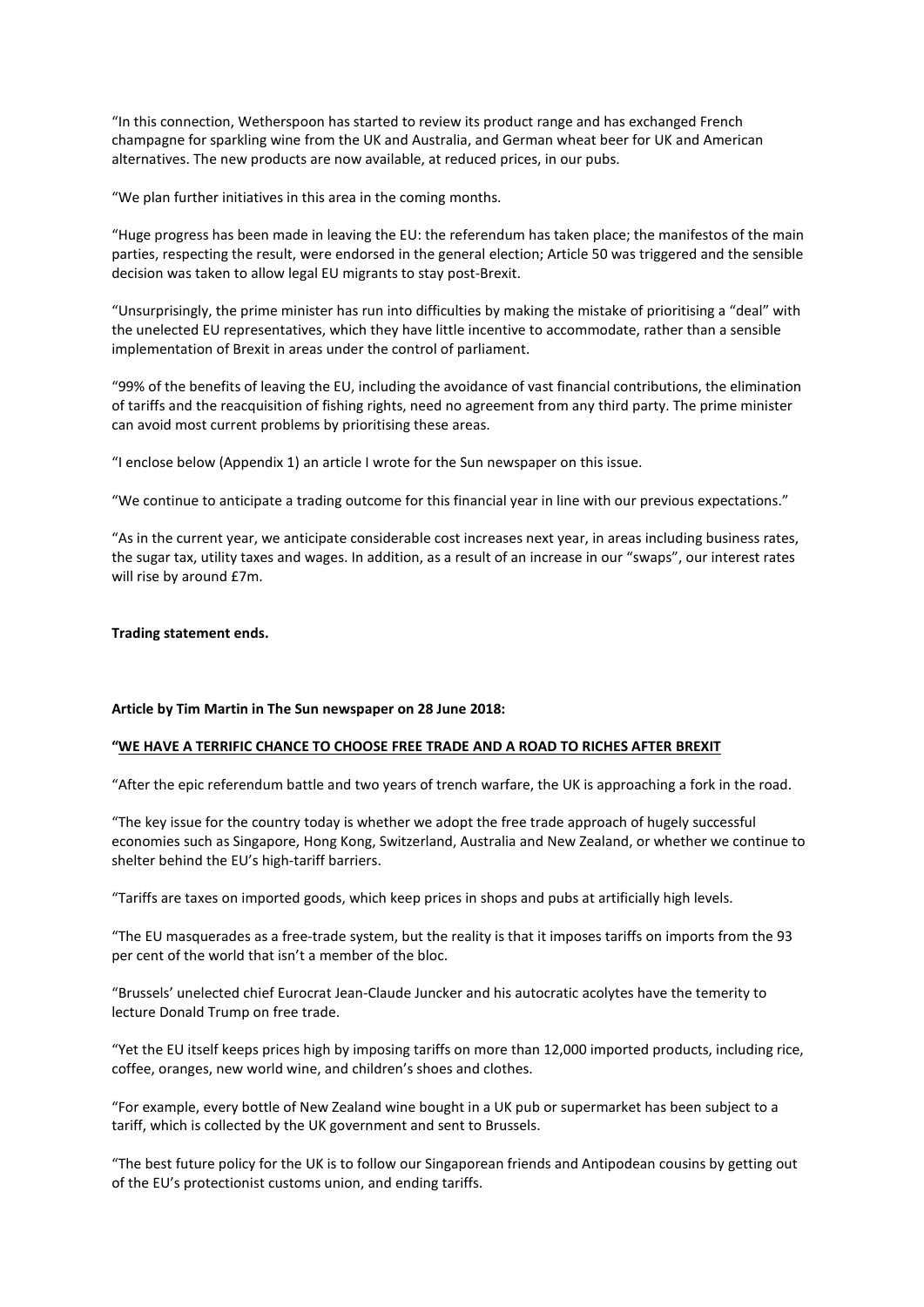"In this connection, Wetherspoon has started to review its product range and has exchanged French champagne for sparkling wine from the UK and Australia, and German wheat beer for UK and American alternatives. The new products are now available, at reduced prices, in our pubs.

"We plan further initiatives in this area in the coming months.

"Huge progress has been made in leaving the EU: the referendum has taken place; the manifestos of the main parties, respecting the result, were endorsed in the general election; Article 50 was triggered and the sensible decision was taken to allow legal EU migrants to stay post-Brexit.

"Unsurprisingly, the prime minister has run into difficulties by making the mistake of prioritising a "deal" with the unelected EU representatives, which they have little incentive to accommodate, rather than a sensible implementation of Brexit in areas under the control of parliament.

"99% of the benefits of leaving the EU, including the avoidance of vast financial contributions, the elimination of tariffs and the reacquisition of fishing rights, need no agreement from any third party. The prime minister can avoid most current problems by prioritising these areas.

"I enclose below (Appendix 1) an article I wrote for the Sun newspaper on this issue.

"We continue to anticipate a trading outcome for this financial year in line with our previous expectations."

"As in the current year, we anticipate considerable cost increases next year, in areas including business rates, the sugar tax, utility taxes and wages. In addition, as a result of an increase in our "swaps", our interest rates will rise by around £7m.

**Trading statement ends.**

**Article by Tim Martin in The Sun newspaper on 28 June 2018:**

**"<u>WE HAVE A TERRIFIC CHANCE TO CHOOSE FREE TRADE AND A ROAD TO RICHES AFTER BREXIT</u>**

"After the epic referendum battle and two years of trench warfare, the UK is approaching a fork in the road.

"The key issue for the country today is whether we adopt the free trade approach of hugely successful economies such as Singapore, Hong Kong, Switzerland, Australia and New Zealand, or whether we continue to shelter behind the EU's high-tariff barriers.

"Tariffs are taxes on imported goods, which keep prices in shops and pubs at artificially high levels.

"The EU masquerades as a free-trade system, but the reality is that it imposes tariffs on imports from the 93 per cent of the world that isn't a member of the bloc.

"Brussels' unelected chief Eurocrat Jean-Claude Juncker and his autocratic acolytes have the temerity to lecture Donald Trump on free trade.

"Yet the EU itself keeps prices high by imposing tariffs on more than 12,000 imported products, including rice, coffee, oranges, new world wine, and children's shoes and clothes.

"For example, every bottle of New Zealand wine bought in a UK pub or supermarket has been subject to a tariff, which is collected by the UK government and sent to Brussels.

"The best future policy for the UK is to follow our Singaporean friends and Antipodean cousins by getting out of the EU's protectionist customs union, and ending tariffs.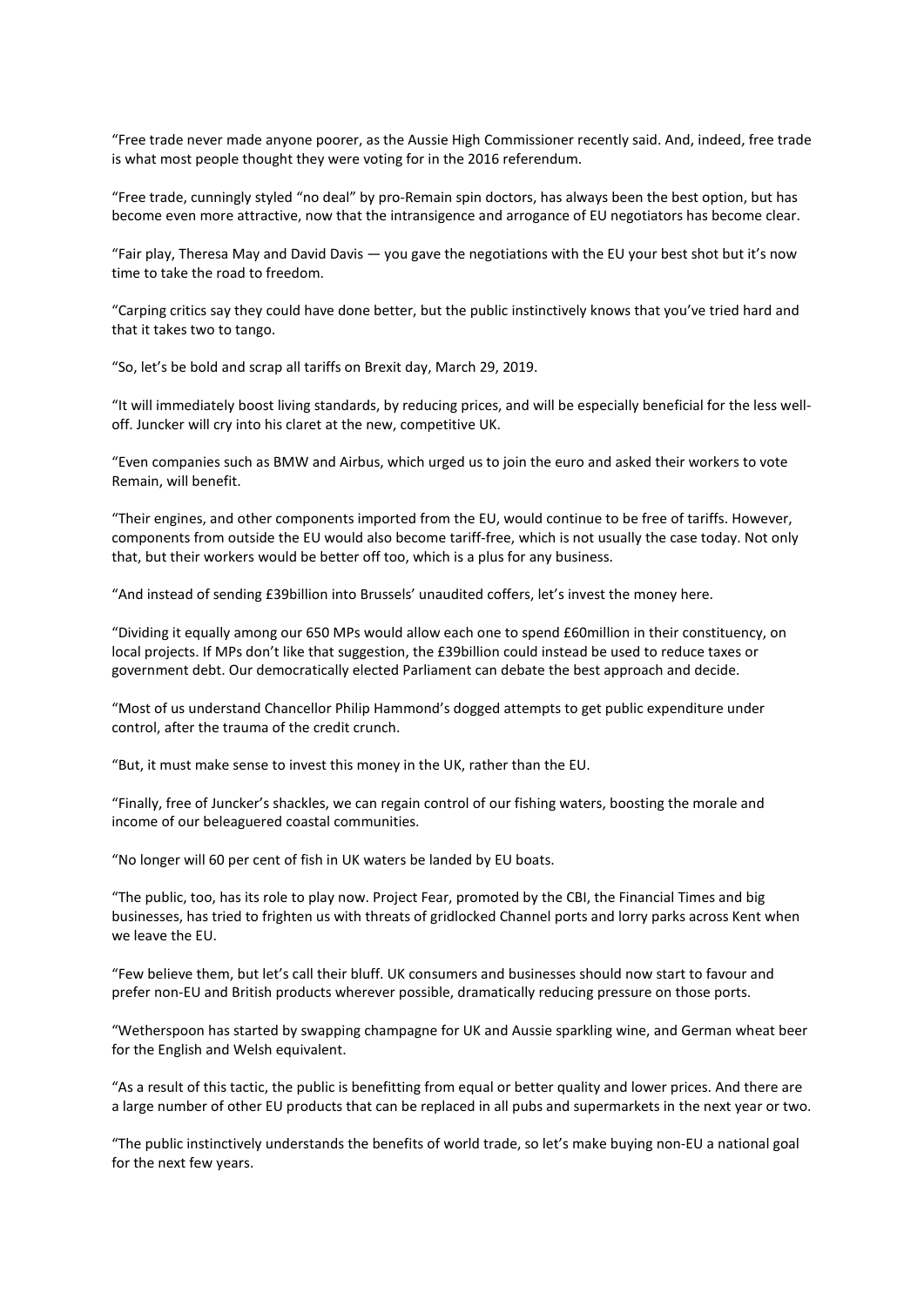“Free trade never made anyone poorer, as the Aussie High Commissioner recently said. And, indeed, free trade is what most people thought they were voting for in the 2016 referendum.

“Free trade, cunningly styled “no deal” by pro-Remain spin doctors, has always been the best option, but has become even more attractive, now that the intransigence and arrogance of EU negotiators has become clear.

“Fair play, Theresa May and David Davis — you gave the negotiations with the EU your best shot but it’s now time to take the road to freedom.

“Carping critics say they could have done better, but the public instinctively knows that you’ve tried hard and that it takes two to tango.

“So, let’s be bold and scrap all tariffs on Brexit day, March 29, 2019.

“It will immediately boost living standards, by reducing prices, and will be especially beneficial for the less well-off. Juncker will cry into his claret at the new, competitive UK.

“Even companies such as BMW and Airbus, which urged us to join the euro and asked their workers to vote Remain, will benefit.

“Their engines, and other components imported from the EU, would continue to be free of tariffs. However, components from outside the EU would also become tariff-free, which is not usually the case today. Not only that, but their workers would be better off too, which is a plus for any business.

“And instead of sending £39billion into Brussels’ unaudited coffers, let’s invest the money here.

“Dividing it equally among our 650 MPs would allow each one to spend £60million in their constituency, on local projects. If MPs don’t like that suggestion, the £39billion could instead be used to reduce taxes or government debt. Our democratically elected Parliament can debate the best approach and decide.

“Most of us understand Chancellor Philip Hammond’s dogged attempts to get public expenditure under control, after the trauma of the credit crunch.

“But, it must make sense to invest this money in the UK, rather than the EU.

“Finally, free of Juncker’s shackles, we can regain control of our fishing waters, boosting the morale and income of our beleaguered coastal communities.

“No longer will 60 per cent of fish in UK waters be landed by EU boats.

“The public, too, has its role to play now. Project Fear, promoted by the CBI, the Financial Times and big businesses, has tried to frighten us with threats of gridlocked Channel ports and lorry parks across Kent when we leave the EU.

“Few believe them, but let’s call their bluff. UK consumers and businesses should now start to favour and prefer non-EU and British products wherever possible, dramatically reducing pressure on those ports.

“Wetherspoon has started by swapping champagne for UK and Aussie sparkling wine, and German wheat beer for the English and Welsh equivalent.

“As a result of this tactic, the public is benefitting from equal or better quality and lower prices. And there are a large number of other EU products that can be replaced in all pubs and supermarkets in the next year or two.

“The public instinctively understands the benefits of world trade, so let’s make buying non-EU a national goal for the next few years.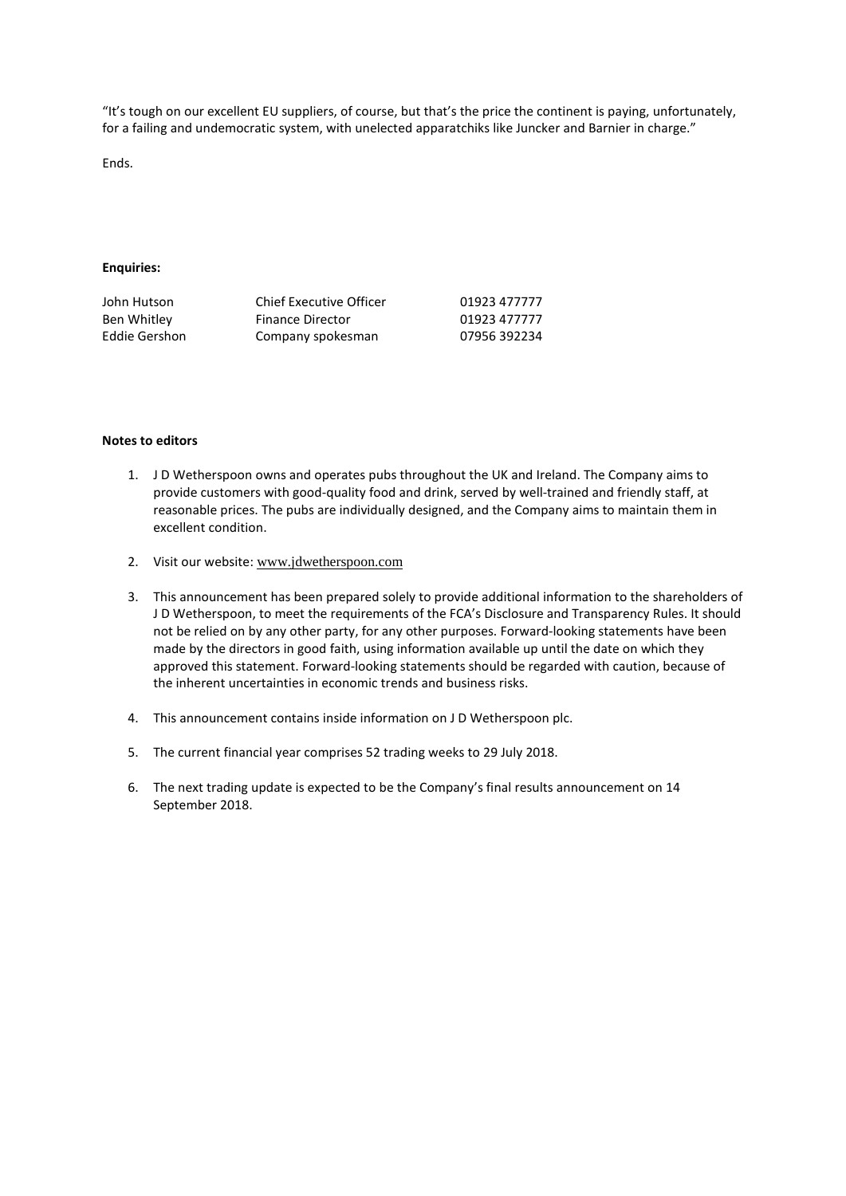"It's tough on our excellent EU suppliers, of course, but that's the price the continent is paying, unfortunately, for a failing and undemocratic system, with unelected apparatchiks like Juncker and Barnier in charge."

Ends.

**Enquiries:**

| | | |
|---|---|---|
| John Hutson | Chief Executive Officer | 01923 477777 |
| Ben Whitley | Finance Director | 01923 477777 |
| Eddie Gershon | Company spokesman | 07956 392234 |

**Notes to editors**

1. J D Wetherspoon owns and operates pubs throughout the UK and Ireland. The Company aims to provide customers with good-quality food and drink, served by well-trained and friendly staff, at reasonable prices. The pubs are individually designed, and the Company aims to maintain them in excellent condition.

2. Visit our website: www.jdwetherspoon.com

3. This announcement has been prepared solely to provide additional information to the shareholders of J D Wetherspoon, to meet the requirements of the FCA's Disclosure and Transparency Rules. It should not be relied on by any other party, for any other purposes. Forward-looking statements have been made by the directors in good faith, using information available up until the date on which they approved this statement. Forward-looking statements should be regarded with caution, because of the inherent uncertainties in economic trends and business risks.

4. This announcement contains inside information on J D Wetherspoon plc.

5. The current financial year comprises 52 trading weeks to 29 July 2018.

6. The next trading update is expected to be the Company's final results announcement on 14 September 2018.